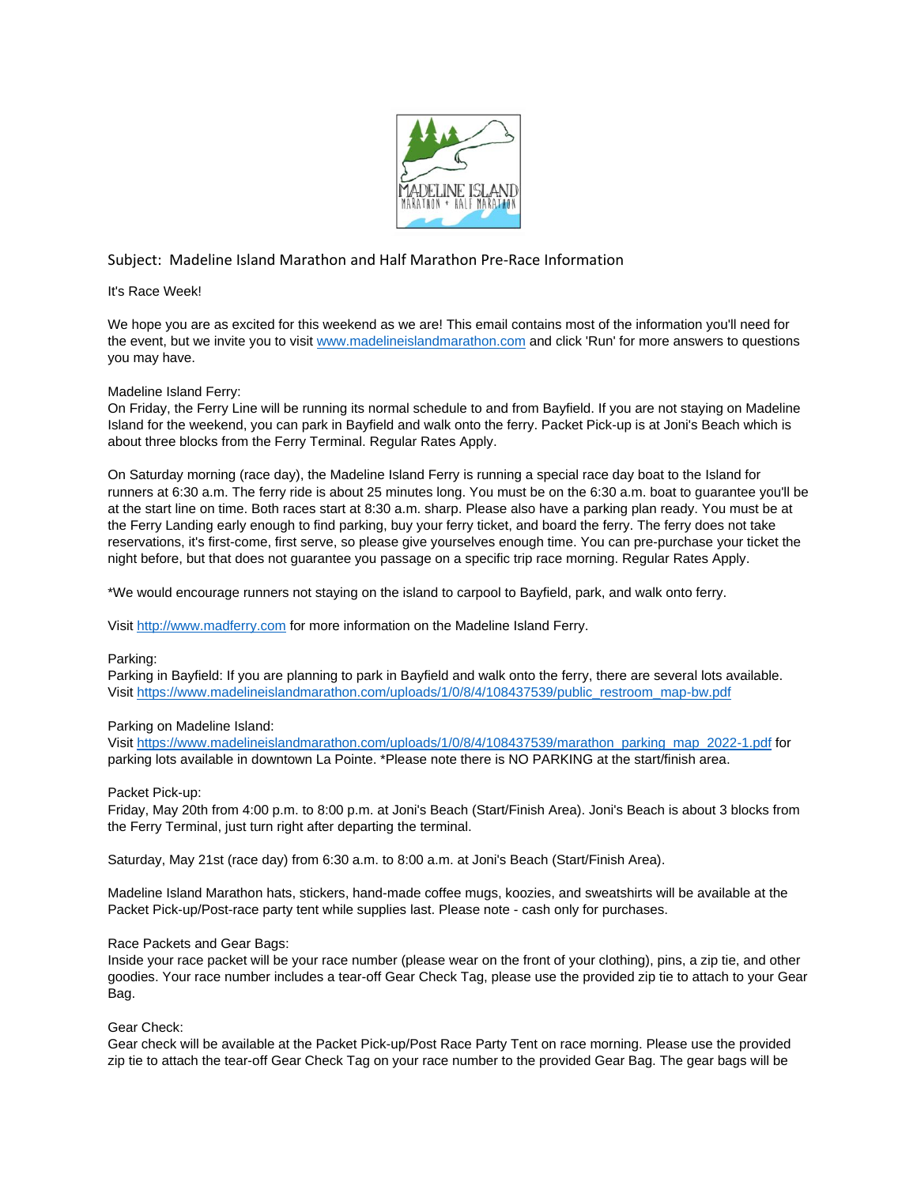Subject: Madeline Island Marathon and Half Marathon Pre-Race Information

It's Race Week!

We hope you are as excited for this weekend as we are! This email contains most of the information you'll need for the event, but we invite you to visit www.madelineislandmarathon.com and click 'Run' for more answers to questions you may have.

Madeline Island Ferry:
On Friday, the Ferry Line will be running its normal schedule to and from Bayfield. If you are not staying on Madeline Island for the weekend, you can park in Bayfield and walk onto the ferry. Packet Pick-up is at Joni's Beach which is about three blocks from the Ferry Terminal. Regular Rates Apply.

On Saturday morning (race day), the Madeline Island Ferry is running a special race day boat to the Island for runners at 6:30 a.m. The ferry ride is about 25 minutes long. You must be on the 6:30 a.m. boat to guarantee you'll be at the start line on time. Both races start at 8:30 a.m. sharp. Please also have a parking plan ready. You must be at the Ferry Landing early enough to find parking, buy your ferry ticket, and board the ferry. The ferry does not take reservations, it's first-come, first serve, so please give yourselves enough time. You can pre-purchase your ticket the night before, but that does not guarantee you passage on a specific trip race morning. Regular Rates Apply.

*We would encourage runners not staying on the island to carpool to Bayfield, park, and walk onto ferry.

Visit http://www.madferry.com for more information on the Madeline Island Ferry.

Parking:
Parking in Bayfield: If you are planning to park in Bayfield and walk onto the ferry, there are several lots available. Visit https://www.madelineislandmarathon.com/uploads/1/0/8/4/108437539/public_restroom_map-bw.pdf

Parking on Madeline Island:
Visit https://www.madelineislandmarathon.com/uploads/1/0/8/4/108437539/marathon_parking_map_2022-1.pdf for parking lots available in downtown La Pointe. *Please note there is NO PARKING at the start/finish area.

Packet Pick-up:
Friday, May 20th from 4:00 p.m. to 8:00 p.m. at Joni's Beach (Start/Finish Area). Joni's Beach is about 3 blocks from the Ferry Terminal, just turn right after departing the terminal.

Saturday, May 21st (race day) from 6:30 a.m. to 8:00 a.m. at Joni's Beach (Start/Finish Area).

Madeline Island Marathon hats, stickers, hand-made coffee mugs, koozies, and sweatshirts will be available at the Packet Pick-up/Post-race party tent while supplies last. Please note - cash only for purchases.

Race Packets and Gear Bags:
Inside your race packet will be your race number (please wear on the front of your clothing), pins, a zip tie, and other goodies. Your race number includes a tear-off Gear Check Tag, please use the provided zip tie to attach to your Gear Bag.

Gear Check:
Gear check will be available at the Packet Pick-up/Post Race Party Tent on race morning. Please use the provided zip tie to attach the tear-off Gear Check Tag on your race number to the provided Gear Bag. The gear bags will be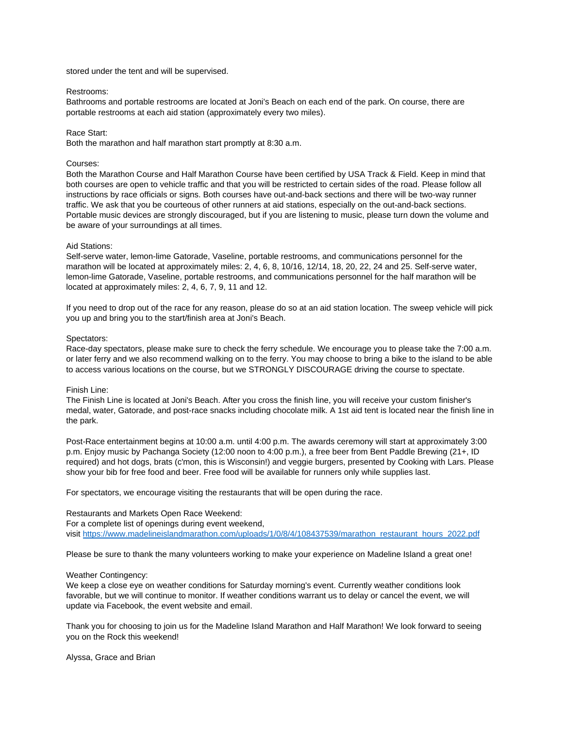stored under the tent and will be supervised.

Restrooms:
Bathrooms and portable restrooms are located at Joni's Beach on each end of the park. On course, there are portable restrooms at each aid station (approximately every two miles).

Race Start:
Both the marathon and half marathon start promptly at 8:30 a.m.

Courses:
Both the Marathon Course and Half Marathon Course have been certified by USA Track & Field. Keep in mind that both courses are open to vehicle traffic and that you will be restricted to certain sides of the road. Please follow all instructions by race officials or signs. Both courses have out-and-back sections and there will be two-way runner traffic. We ask that you be courteous of other runners at aid stations, especially on the out-and-back sections. Portable music devices are strongly discouraged, but if you are listening to music, please turn down the volume and be aware of your surroundings at all times.

Aid Stations:
Self-serve water, lemon-lime Gatorade, Vaseline, portable restrooms, and communications personnel for the marathon will be located at approximately miles: 2, 4, 6, 8, 10/16, 12/14, 18, 20, 22, 24 and 25. Self-serve water, lemon-lime Gatorade, Vaseline, portable restrooms, and communications personnel for the half marathon will be located at approximately miles: 2, 4, 6, 7, 9, 11 and 12.

If you need to drop out of the race for any reason, please do so at an aid station location. The sweep vehicle will pick you up and bring you to the start/finish area at Joni's Beach.

Spectators:
Race-day spectators, please make sure to check the ferry schedule. We encourage you to please take the 7:00 a.m. or later ferry and we also recommend walking on to the ferry. You may choose to bring a bike to the island to be able to access various locations on the course, but we STRONGLY DISCOURAGE driving the course to spectate.

Finish Line:
The Finish Line is located at Joni's Beach. After you cross the finish line, you will receive your custom finisher's medal, water, Gatorade, and post-race snacks including chocolate milk. A 1st aid tent is located near the finish line in the park.

Post-Race entertainment begins at 10:00 a.m. until 4:00 p.m. The awards ceremony will start at approximately 3:00 p.m. Enjoy music by Pachanga Society (12:00 noon to 4:00 p.m.), a free beer from Bent Paddle Brewing (21+, ID required) and hot dogs, brats (c'mon, this is Wisconsin!) and veggie burgers, presented by Cooking with Lars. Please show your bib for free food and beer. Free food will be available for runners only while supplies last.

For spectators, we encourage visiting the restaurants that will be open during the race.

Restaurants and Markets Open Race Weekend:
For a complete list of openings during event weekend,
visit [https://www.madelineislandmarathon.com/uploads/1/0/8/4/108437539/marathon_restaurant_hours_2022.pdf](https://www.madelineislandmarathon.com/uploads/1/0/8/4/108437539/marathon_restaurant_hours_2022.pdf)

Please be sure to thank the many volunteers working to make your experience on Madeline Island a great one!

Weather Contingency:
We keep a close eye on weather conditions for Saturday morning's event. Currently weather conditions look favorable, but we will continue to monitor. If weather conditions warrant us to delay or cancel the event, we will update via Facebook, the event website and email.

Thank you for choosing to join us for the Madeline Island Marathon and Half Marathon! We look forward to seeing you on the Rock this weekend!

Alyssa, Grace and Brian